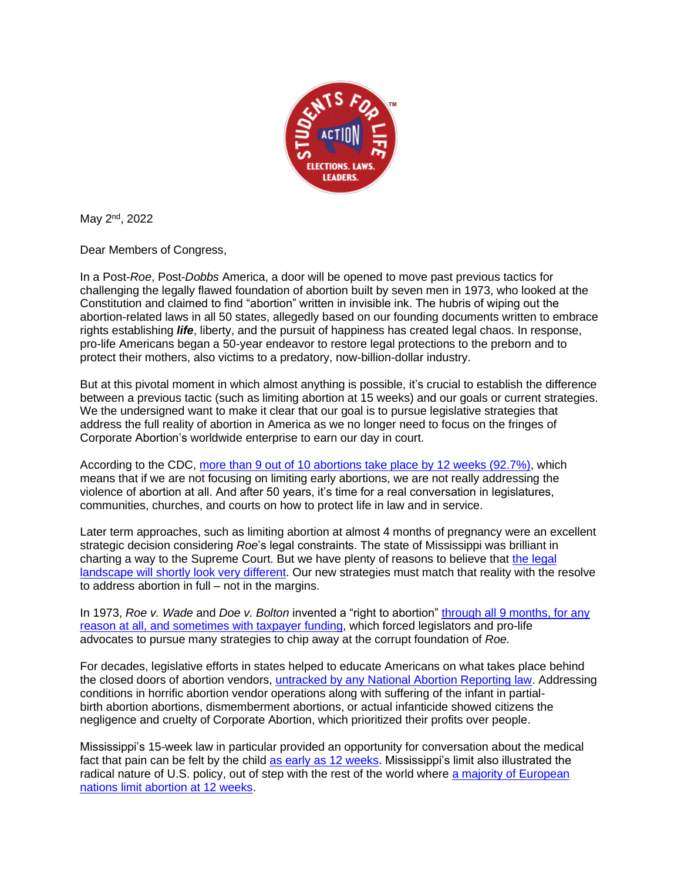May 2nd, 2022

Dear Members of Congress,

In a Post-*Roe*, Post-*Dobbs* America, a door will be opened to move past previous tactics for challenging the legally flawed foundation of abortion built by seven men in 1973, who looked at the Constitution and claimed to find "abortion" written in invisible ink. The hubris of wiping out the abortion-related laws in all 50 states, allegedly based on our founding documents written to embrace rights establishing ***life***, liberty, and the pursuit of happiness has created legal chaos. In response, pro-life Americans began a 50-year endeavor to restore legal protections to the preborn and to protect their mothers, also victims to a predatory, now-billion-dollar industry.

But at this pivotal moment in which almost anything is possible, it's crucial to establish the difference between a previous tactic (such as limiting abortion at 15 weeks) and our goals or current strategies. We the undersigned want to make it clear that our goal is to pursue legislative strategies that address the full reality of abortion in America as we no longer need to focus on the fringes of Corporate Abortion's worldwide enterprise to earn our day in court.

According to the CDC, more than 9 out of 10 abortions take place by 12 weeks (92.7%), which means that if we are not focusing on limiting early abortions, we are not really addressing the violence of abortion at all. And after 50 years, it's time for a real conversation in legislatures, communities, churches, and courts on how to protect life in law and in service.

Later term approaches, such as limiting abortion at almost 4 months of pregnancy were an excellent strategic decision considering *Roe*'s legal constraints. The state of Mississippi was brilliant in charting a way to the Supreme Court. But we have plenty of reasons to believe that the legal landscape will shortly look very different. Our new strategies must match that reality with the resolve to address abortion in full – not in the margins.

In 1973, *Roe v. Wade* and *Doe v. Bolton* invented a "right to abortion" through all 9 months, for any reason at all, and sometimes with taxpayer funding, which forced legislators and pro-life advocates to pursue many strategies to chip away at the corrupt foundation of *Roe.*

For decades, legislative efforts in states helped to educate Americans on what takes place behind the closed doors of abortion vendors, untracked by any National Abortion Reporting law. Addressing conditions in horrific abortion vendor operations along with suffering of the infant in partial-birth abortion abortions, dismemberment abortions, or actual infanticide showed citizens the negligence and cruelty of Corporate Abortion, which prioritized their profits over people.

Mississippi's 15-week law in particular provided an opportunity for conversation about the medical fact that pain can be felt by the child as early as 12 weeks. Mississippi's limit also illustrated the radical nature of U.S. policy, out of step with the rest of the world where a majority of European nations limit abortion at 12 weeks.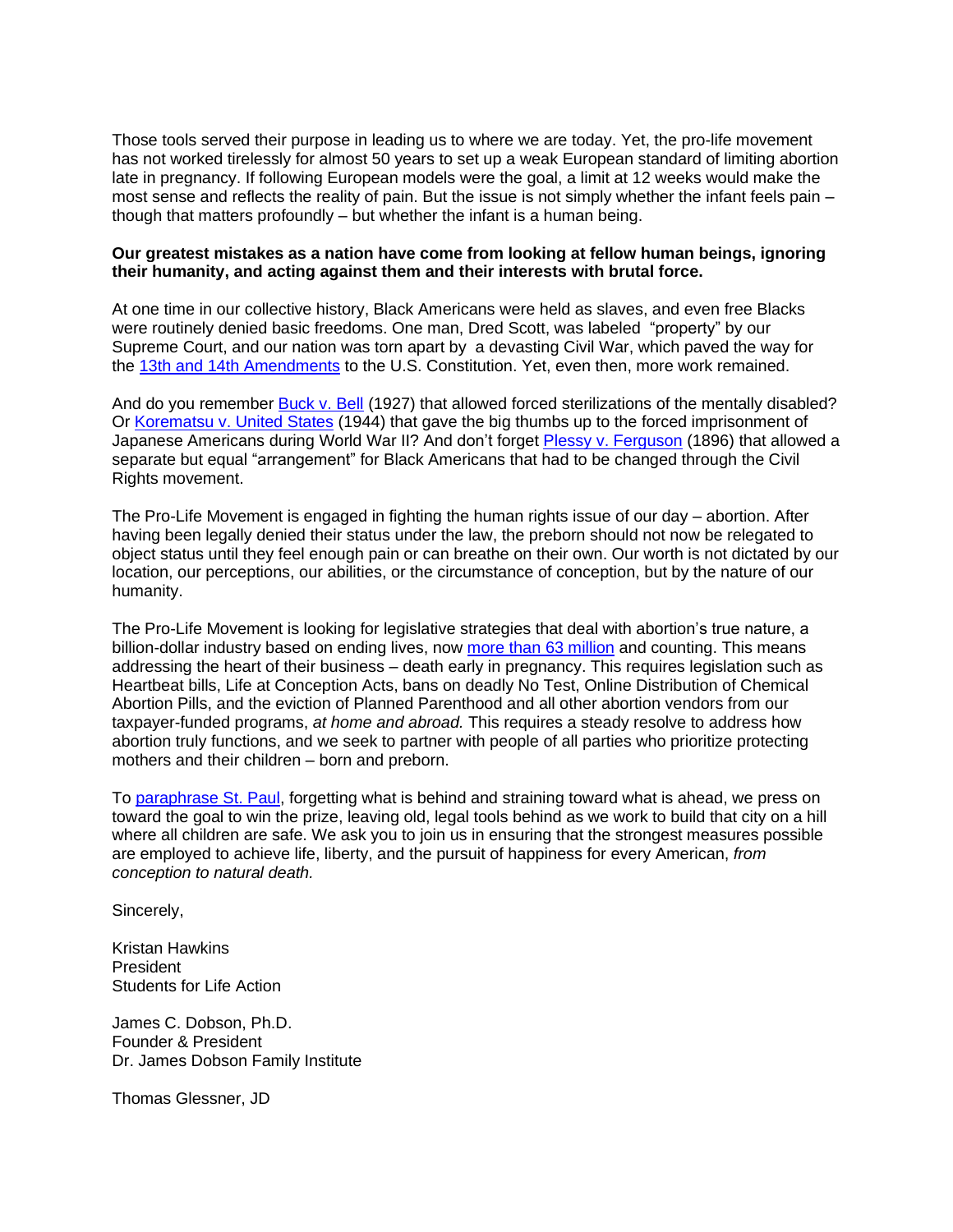Those tools served their purpose in leading us to where we are today. Yet, the pro-life movement has not worked tirelessly for almost 50 years to set up a weak European standard of limiting abortion late in pregnancy. If following European models were the goal, a limit at 12 weeks would make the most sense and reflects the reality of pain. But the issue is not simply whether the infant feels pain – though that matters profoundly – but whether the infant is a human being.

**Our greatest mistakes as a nation have come from looking at fellow human beings, ignoring their humanity, and acting against them and their interests with brutal force.**

At one time in our collective history, Black Americans were held as slaves, and even free Blacks were routinely denied basic freedoms. One man, Dred Scott, was labeled "property" by our Supreme Court, and our nation was torn apart by a devasting Civil War, which paved the way for the 13th and 14th Amendments to the U.S. Constitution. Yet, even then, more work remained.

And do you remember Buck v. Bell (1927) that allowed forced sterilizations of the mentally disabled? Or Korematsu v. United States (1944) that gave the big thumbs up to the forced imprisonment of Japanese Americans during World War II? And don't forget Plessy v. Ferguson (1896) that allowed a separate but equal "arrangement" for Black Americans that had to be changed through the Civil Rights movement.

The Pro-Life Movement is engaged in fighting the human rights issue of our day – abortion. After having been legally denied their status under the law, the preborn should not now be relegated to object status until they feel enough pain or can breathe on their own. Our worth is not dictated by our location, our perceptions, our abilities, or the circumstance of conception, but by the nature of our humanity.

The Pro-Life Movement is looking for legislative strategies that deal with abortion's true nature, a billion-dollar industry based on ending lives, now more than 63 million and counting. This means addressing the heart of their business – death early in pregnancy. This requires legislation such as Heartbeat bills, Life at Conception Acts, bans on deadly No Test, Online Distribution of Chemical Abortion Pills, and the eviction of Planned Parenthood and all other abortion vendors from our taxpayer-funded programs, *at home and abroad.* This requires a steady resolve to address how abortion truly functions, and we seek to partner with people of all parties who prioritize protecting mothers and their children – born and preborn.

To paraphrase St. Paul, forgetting what is behind and straining toward what is ahead, we press on toward the goal to win the prize, leaving old, legal tools behind as we work to build that city on a hill where all children are safe. We ask you to join us in ensuring that the strongest measures possible are employed to achieve life, liberty, and the pursuit of happiness for every American, *from conception to natural death.*

Sincerely,

Kristan Hawkins
President
Students for Life Action

James C. Dobson, Ph.D.
Founder & President
Dr. James Dobson Family Institute

Thomas Glessner, JD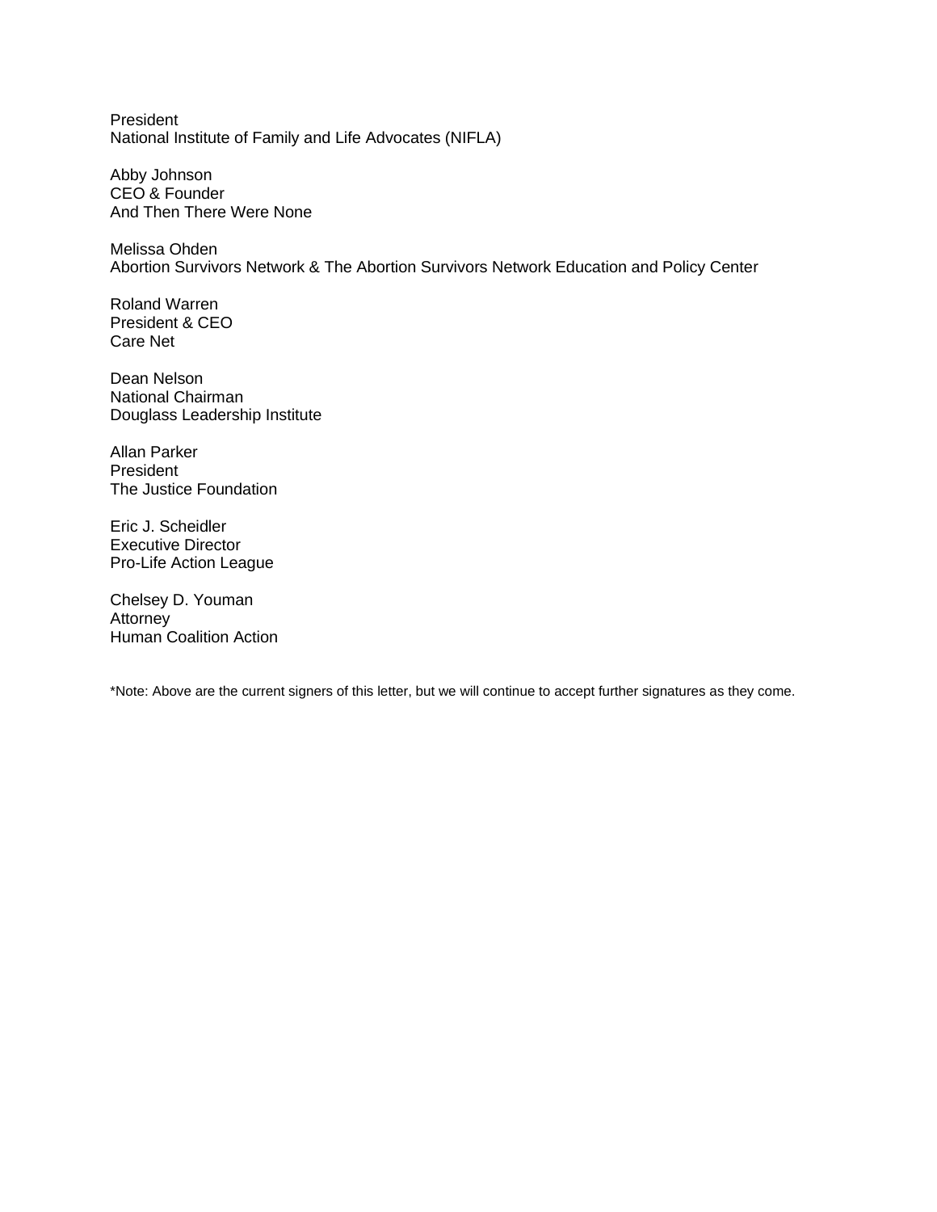President
National Institute of Family and Life Advocates (NIFLA)

Abby Johnson
CEO & Founder
And Then There Were None

Melissa Ohden
Abortion Survivors Network & The Abortion Survivors Network Education and Policy Center

Roland Warren
President & CEO
Care Net

Dean Nelson
National Chairman
Douglass Leadership Institute

Allan Parker
President
The Justice Foundation

Eric J. Scheidler
Executive Director
Pro-Life Action League

Chelsey D. Youman
Attorney
Human Coalition Action

*Note: Above are the current signers of this letter, but we will continue to accept further signatures as they come.